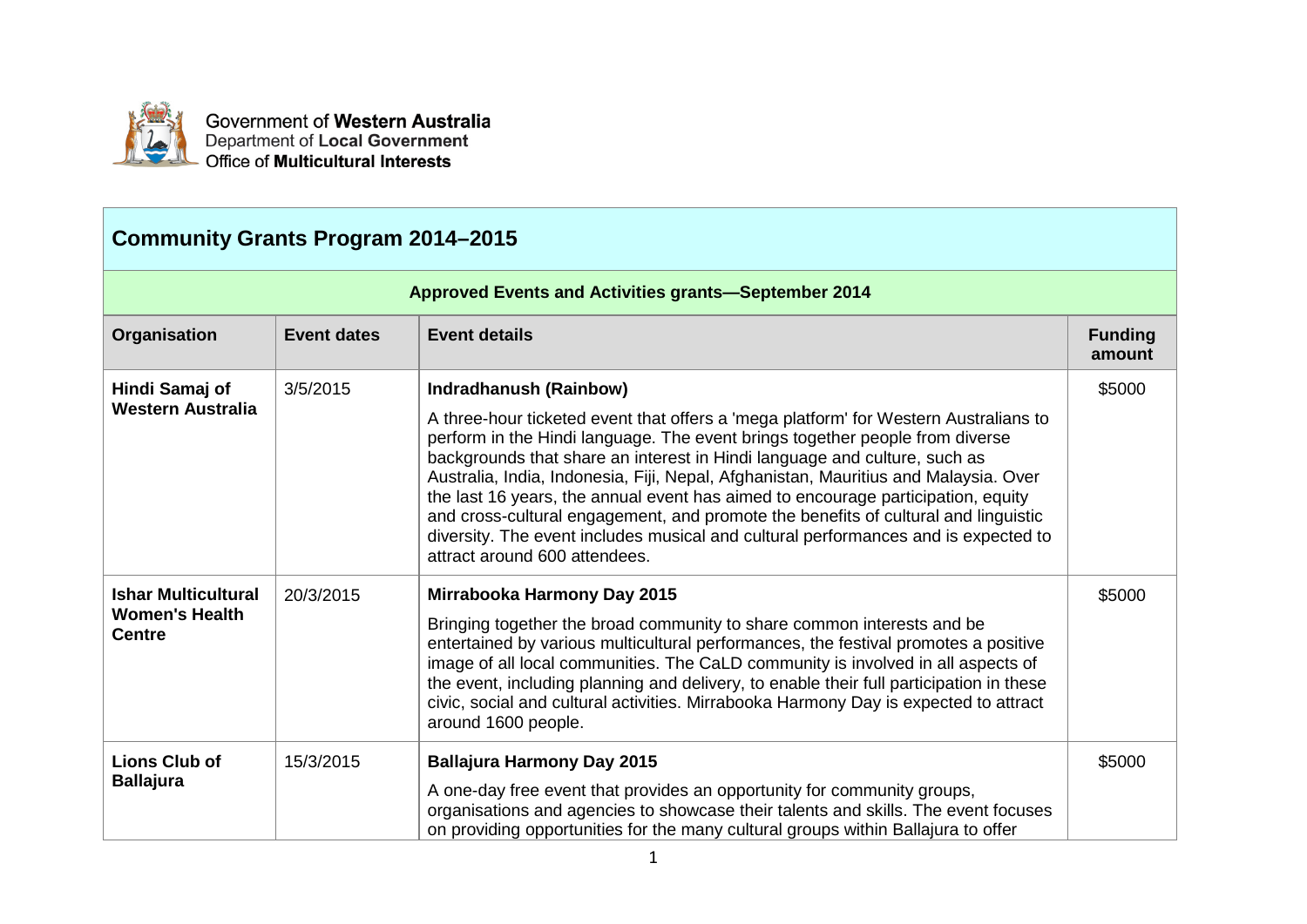Government of **Western Australia**
Department of **Local Government**
Office of **Multicultural Interests**

## Community Grants Program 2014–2015

### Approved Events and Activities grants—September 2014

| Organisation | Event dates | Event details | Funding amount |
|---|---|---|---|
| **Hindi Samaj of Western Australia** | 3/5/2015 | **Indradhanush (Rainbow)**<br><br>A three-hour ticketed event that offers a 'mega platform' for Western Australians to perform in the Hindi language. The event brings together people from diverse backgrounds that share an interest in Hindi language and culture, such as Australia, India, Indonesia, Fiji, Nepal, Afghanistan, Mauritius and Malaysia. Over the last 16 years, the annual event has aimed to encourage participation, equity and cross-cultural engagement, and promote the benefits of cultural and linguistic diversity. The event includes musical and cultural performances and is expected to attract around 600 attendees. | $5000 |
| **Ishar Multicultural Women's Health Centre** | 20/3/2015 | **Mirrabooka Harmony Day 2015**<br><br>Bringing together the broad community to share common interests and be entertained by various multicultural performances, the festival promotes a positive image of all local communities. The CaLD community is involved in all aspects of the event, including planning and delivery, to enable their full participation in these civic, social and cultural activities. Mirrabooka Harmony Day is expected to attract around 1600 people. | $5000 |
| **Lions Club of Ballajura** | 15/3/2015 | **Ballajura Harmony Day 2015**<br><br>A one-day free event that provides an opportunity for community groups, organisations and agencies to showcase their talents and skills. The event focuses on providing opportunities for the many cultural groups within Ballajura to offer | $5000 |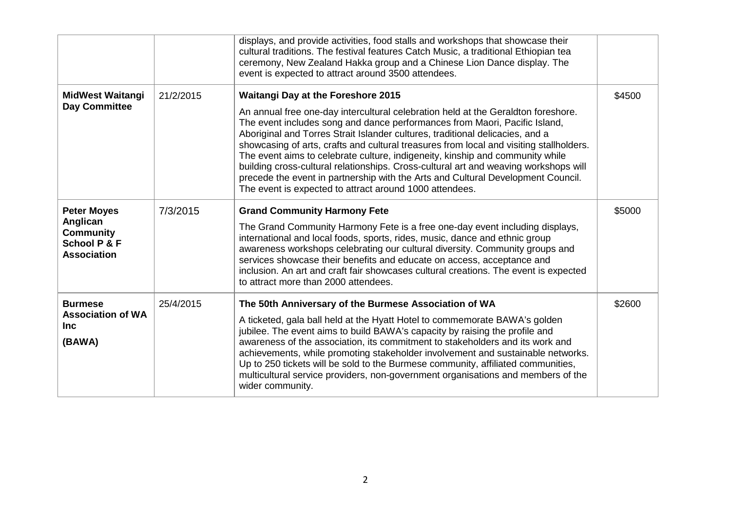| | | | |
|---|---|---|---|
| | | displays, and provide activities, food stalls and workshops that showcase their cultural traditions. The festival features Catch Music, a traditional Ethiopian tea ceremony, New Zealand Hakka group and a Chinese Lion Dance display. The event is expected to attract around 3500 attendees. | |
| **MidWest Waitangi Day Committee** | 21/2/2015 | **Waitangi Day at the Foreshore 2015**<br><br>An annual free one-day intercultural celebration held at the Geraldton foreshore. The event includes song and dance performances from Maori, Pacific Island, Aboriginal and Torres Strait Islander cultures, traditional delicacies, and a showcasing of arts, crafts and cultural treasures from local and visiting stallholders. The event aims to celebrate culture, indigeneity, kinship and community while building cross-cultural relationships. Cross-cultural art and weaving workshops will precede the event in partnership with the Arts and Cultural Development Council. The event is expected to attract around 1000 attendees. | $4500 |
| **Peter Moyes Anglican Community School P & F Association** | 7/3/2015 | **Grand Community Harmony Fete**<br><br>The Grand Community Harmony Fete is a free one-day event including displays, international and local foods, sports, rides, music, dance and ethnic group awareness workshops celebrating our cultural diversity. Community groups and services showcase their benefits and educate on access, acceptance and inclusion. An art and craft fair showcases cultural creations. The event is expected to attract more than 2000 attendees. | $5000 |
| **Burmese Association of WA Inc (BAWA)** | 25/4/2015 | **The 50th Anniversary of the Burmese Association of WA**<br><br>A ticketed, gala ball held at the Hyatt Hotel to commemorate BAWA's golden jubilee. The event aims to build BAWA's capacity by raising the profile and awareness of the association, its commitment to stakeholders and its work and achievements, while promoting stakeholder involvement and sustainable networks. Up to 250 tickets will be sold to the Burmese community, affiliated communities, multicultural service providers, non-government organisations and members of the wider community. | $2600 |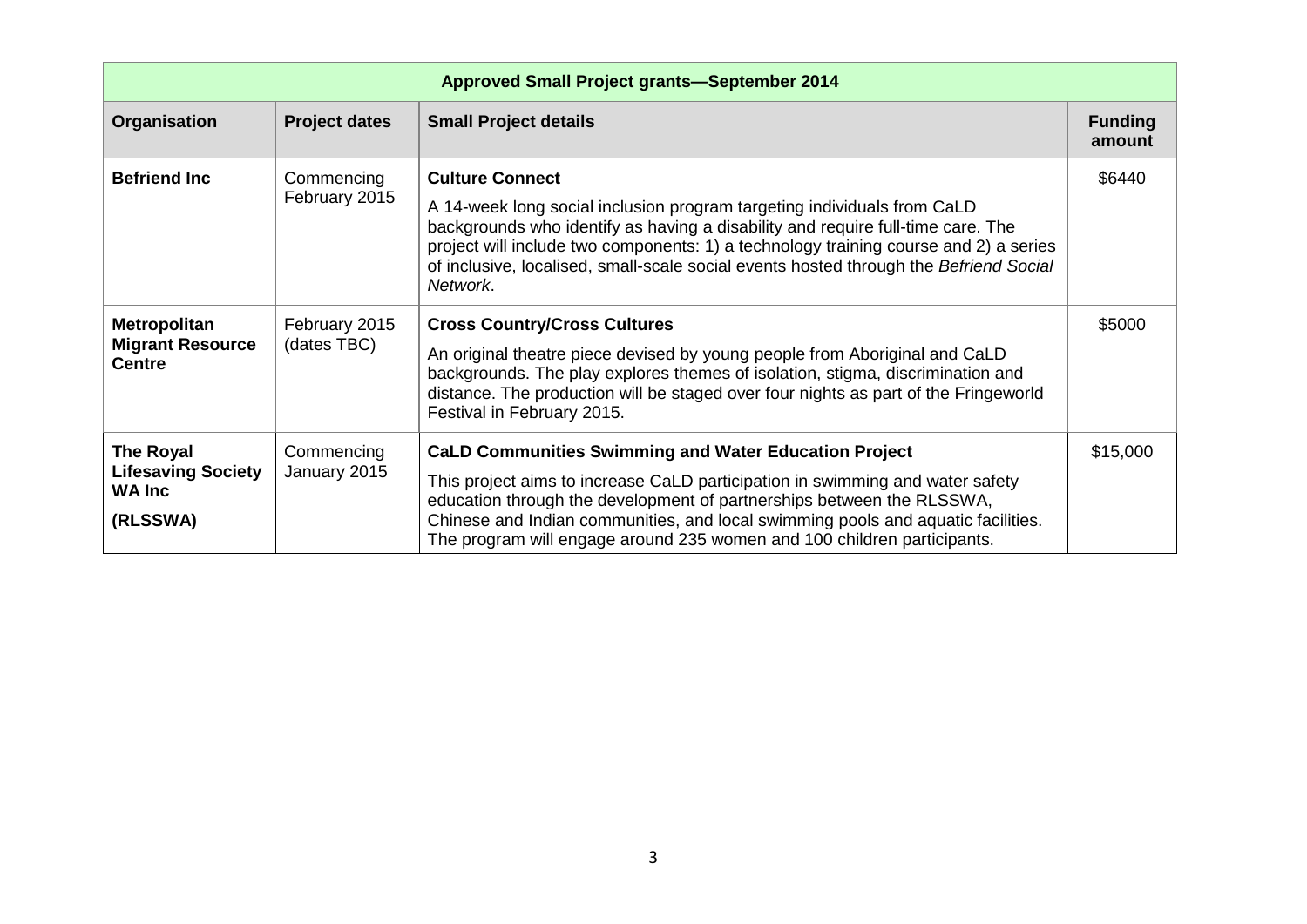| Approved Small Project grants—September 2014 | | | |
|---|---|---|---|
| **Organisation** | **Project dates** | **Small Project details** | **Funding amount** |
| **Befriend Inc** | Commencing February 2015 | **Culture Connect**<br><br>A 14-week long social inclusion program targeting individuals from CaLD backgrounds who identify as having a disability and require full-time care. The project will include two components: 1) a technology training course and 2) a series of inclusive, localised, small-scale social events hosted through the *Befriend Social Network*. | \$6440 |
| **Metropolitan Migrant Resource Centre** | February 2015 (dates TBC) | **Cross Country/Cross Cultures**<br><br>An original theatre piece devised by young people from Aboriginal and CaLD backgrounds. The play explores themes of isolation, stigma, discrimination and distance. The production will be staged over four nights as part of the Fringeworld Festival in February 2015. | \$5000 |
| **The Royal Lifesaving Society WA Inc**<br><br>**(RLSSWA)** | Commencing January 2015 | **CaLD Communities Swimming and Water Education Project**<br><br>This project aims to increase CaLD participation in swimming and water safety education through the development of partnerships between the RLSSWA, Chinese and Indian communities, and local swimming pools and aquatic facilities. The program will engage around 235 women and 100 children participants. | \$15,000 |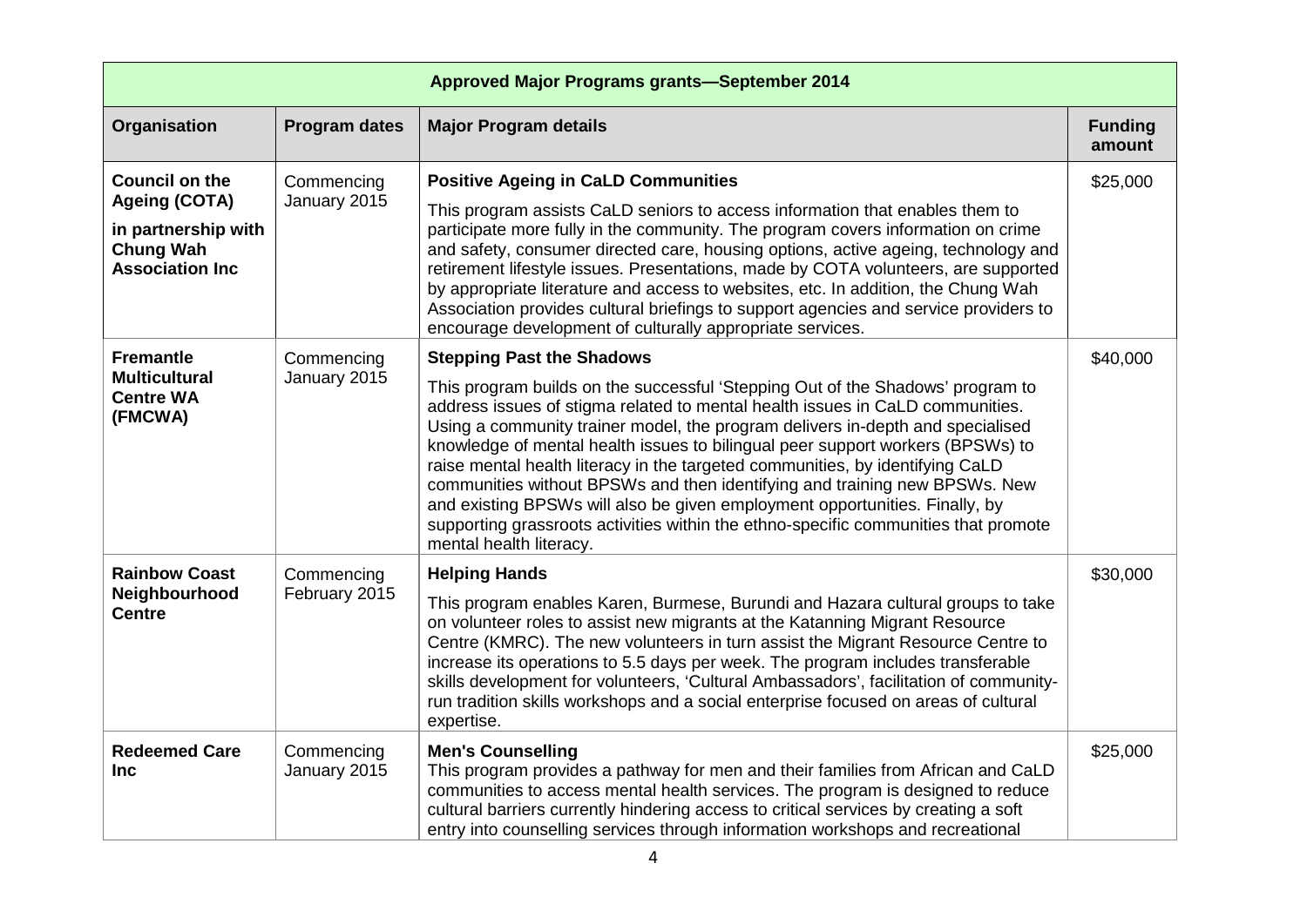| Approved Major Programs grants—September 2014 | | | |
|---|---|---|---|
| **Organisation** | **Program dates** | **Major Program details** | **Funding amount** |
| **Council on the Ageing (COTA) in partnership with Chung Wah Association Inc** | Commencing January 2015 | **Positive Ageing in CaLD Communities** This program assists CaLD seniors to access information that enables them to participate more fully in the community. The program covers information on crime and safety, consumer directed care, housing options, active ageing, technology and retirement lifestyle issues. Presentations, made by COTA volunteers, are supported by appropriate literature and access to websites, etc. In addition, the Chung Wah Association provides cultural briefings to support agencies and service providers to encourage development of culturally appropriate services. | $25,000 |
| **Fremantle Multicultural Centre WA (FMCWA)** | Commencing January 2015 | **Stepping Past the Shadows** This program builds on the successful 'Stepping Out of the Shadows' program to address issues of stigma related to mental health issues in CaLD communities. Using a community trainer model, the program delivers in-depth and specialised knowledge of mental health issues to bilingual peer support workers (BPSWs) to raise mental health literacy in the targeted communities, by identifying CaLD communities without BPSWs and then identifying and training new BPSWs. New and existing BPSWs will also be given employment opportunities. Finally, by supporting grassroots activities within the ethno-specific communities that promote mental health literacy. | $40,000 |
| **Rainbow Coast Neighbourhood Centre** | Commencing February 2015 | **Helping Hands** This program enables Karen, Burmese, Burundi and Hazara cultural groups to take on volunteer roles to assist new migrants at the Katanning Migrant Resource Centre (KMRC). The new volunteers in turn assist the Migrant Resource Centre to increase its operations to 5.5 days per week. The program includes transferable skills development for volunteers, 'Cultural Ambassadors', facilitation of community-run tradition skills workshops and a social enterprise focused on areas of cultural expertise. | $30,000 |
| **Redeemed Care Inc** | Commencing January 2015 | **Men's Counselling** This program provides a pathway for men and their families from African and CaLD communities to access mental health services. The program is designed to reduce cultural barriers currently hindering access to critical services by creating a soft entry into counselling services through information workshops and recreational | $25,000 |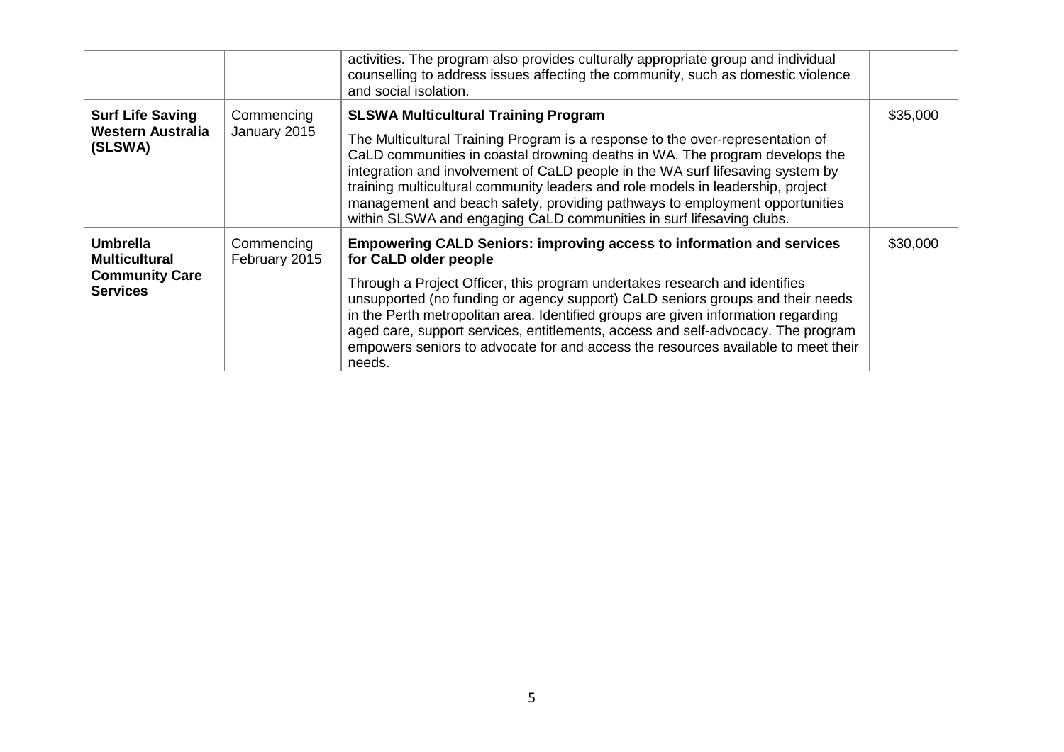| | | | |
|---|---|---|---|
| | | activities. The program also provides culturally appropriate group and individual counselling to address issues affecting the community, such as domestic violence and social isolation. | |
| **Surf Life Saving Western Australia (SLSWA)** | Commencing January 2015 | **SLSWA Multicultural Training Program**<br><br>The Multicultural Training Program is a response to the over-representation of CaLD communities in coastal drowning deaths in WA. The program develops the integration and involvement of CaLD people in the WA surf lifesaving system by training multicultural community leaders and role models in leadership, project management and beach safety, providing pathways to employment opportunities within SLSWA and engaging CaLD communities in surf lifesaving clubs. | $35,000 |
| **Umbrella Multicultural Community Care Services** | Commencing February 2015 | **Empowering CALD Seniors: improving access to information and services for CaLD older people**<br><br>Through a Project Officer, this program undertakes research and identifies unsupported (no funding or agency support) CaLD seniors groups and their needs in the Perth metropolitan area. Identified groups are given information regarding aged care, support services, entitlements, access and self-advocacy. The program empowers seniors to advocate for and access the resources available to meet their needs. | $30,000 |